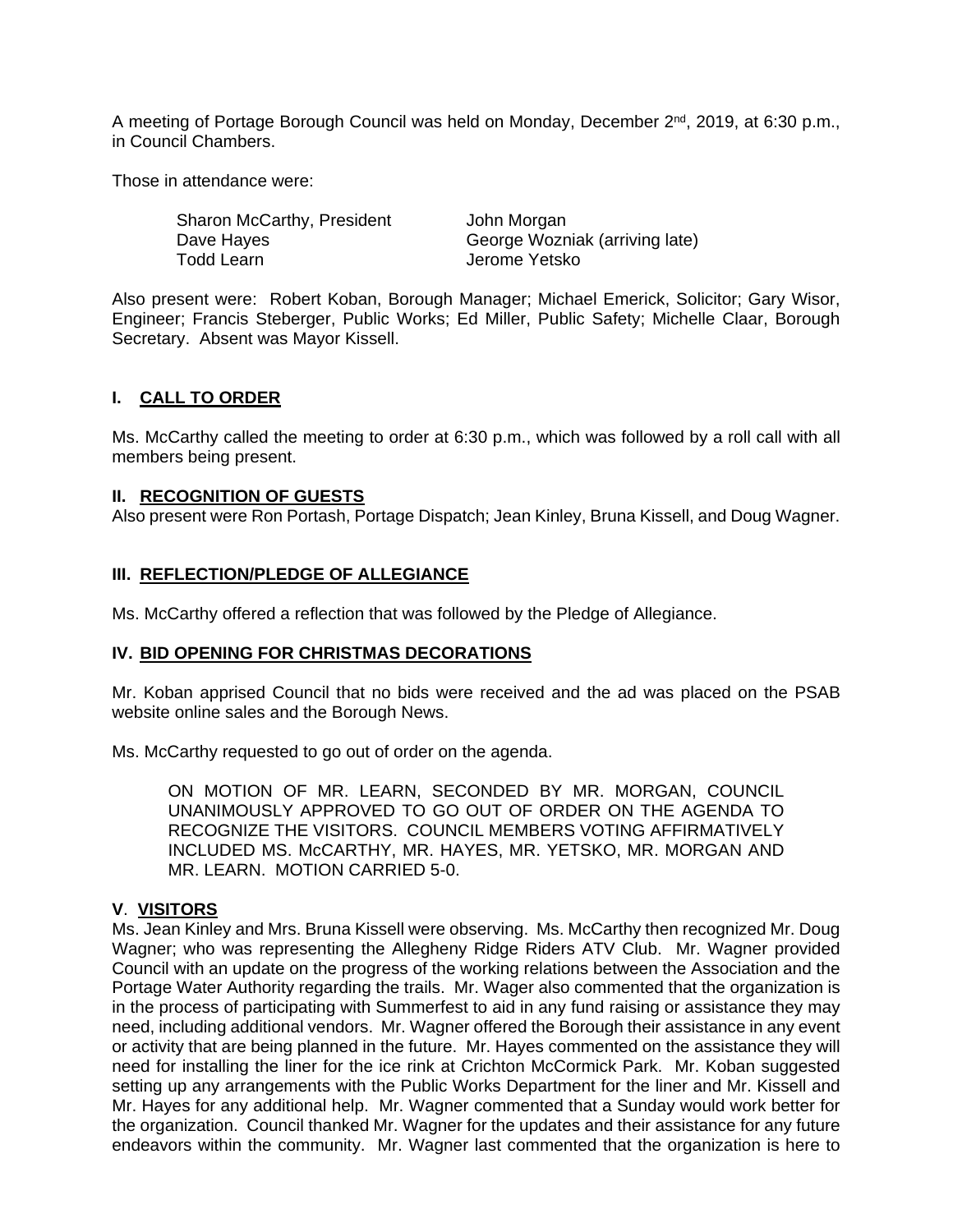A meeting of Portage Borough Council was held on Monday, December 2nd, 2019, at 6:30 p.m., in Council Chambers.

Those in attendance were:

| | |
|---|---|
| Sharon McCarthy, President | John Morgan |
| Dave Hayes | George Wozniak (arriving late) |
| Todd Learn | Jerome Yetsko |

Also present were: Robert Koban, Borough Manager; Michael Emerick, Solicitor; Gary Wisor, Engineer; Francis Steberger, Public Works; Ed Miller, Public Safety; Michelle Claar, Borough Secretary. Absent was Mayor Kissell.

## I. CALL TO ORDER

Ms. McCarthy called the meeting to order at 6:30 p.m., which was followed by a roll call with all members being present.

## II. RECOGNITION OF GUESTS

Also present were Ron Portash, Portage Dispatch; Jean Kinley, Bruna Kissell, and Doug Wagner.

## III. REFLECTION/PLEDGE OF ALLEGIANCE

Ms. McCarthy offered a reflection that was followed by the Pledge of Allegiance.

## IV. BID OPENING FOR CHRISTMAS DECORATIONS

Mr. Koban apprised Council that no bids were received and the ad was placed on the PSAB website online sales and the Borough News.

Ms. McCarthy requested to go out of order on the agenda.

> ON MOTION OF MR. LEARN, SECONDED BY MR. MORGAN, COUNCIL UNANIMOUSLY APPROVED TO GO OUT OF ORDER ON THE AGENDA TO RECOGNIZE THE VISITORS. COUNCIL MEMBERS VOTING AFFIRMATIVELY INCLUDED MS. McCARTHY, MR. HAYES, MR. YETSKO, MR. MORGAN AND MR. LEARN. MOTION CARRIED 5-0.

## V. VISITORS

Ms. Jean Kinley and Mrs. Bruna Kissell were observing. Ms. McCarthy then recognized Mr. Doug Wagner; who was representing the Allegheny Ridge Riders ATV Club. Mr. Wagner provided Council with an update on the progress of the working relations between the Association and the Portage Water Authority regarding the trails. Mr. Wager also commented that the organization is in the process of participating with Summerfest to aid in any fund raising or assistance they may need, including additional vendors. Mr. Wagner offered the Borough their assistance in any event or activity that are being planned in the future. Mr. Hayes commented on the assistance they will need for installing the liner for the ice rink at Crichton McCormick Park. Mr. Koban suggested setting up any arrangements with the Public Works Department for the liner and Mr. Kissell and Mr. Hayes for any additional help. Mr. Wagner commented that a Sunday would work better for the organization. Council thanked Mr. Wagner for the updates and their assistance for any future endeavors within the community. Mr. Wagner last commented that the organization is here to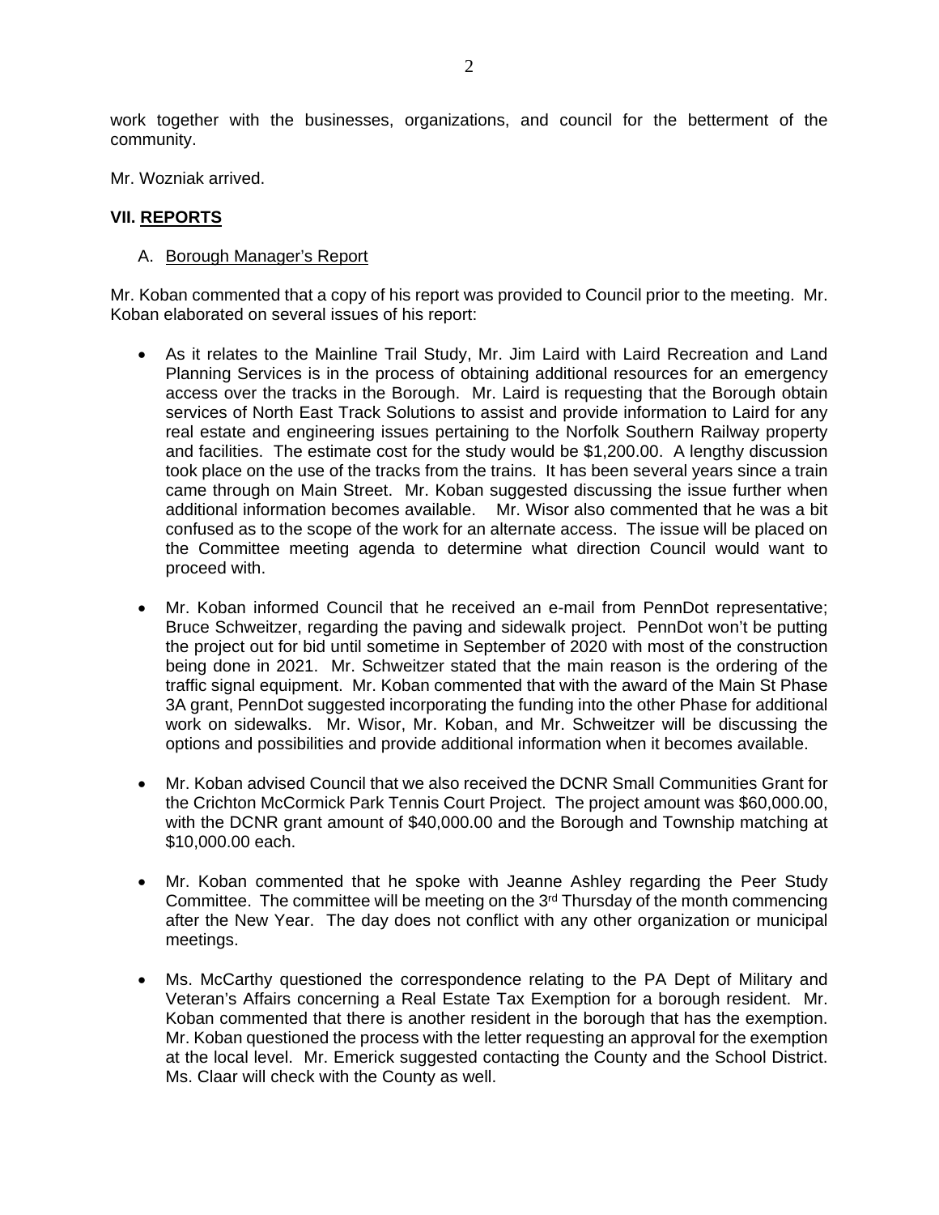work together with the businesses, organizations, and council for the betterment of the community.

Mr. Wozniak arrived.

**VII. REPORTS**

A. Borough Manager's Report

Mr. Koban commented that a copy of his report was provided to Council prior to the meeting. Mr. Koban elaborated on several issues of his report:

- As it relates to the Mainline Trail Study, Mr. Jim Laird with Laird Recreation and Land Planning Services is in the process of obtaining additional resources for an emergency access over the tracks in the Borough. Mr. Laird is requesting that the Borough obtain services of North East Track Solutions to assist and provide information to Laird for any real estate and engineering issues pertaining to the Norfolk Southern Railway property and facilities. The estimate cost for the study would be $1,200.00. A lengthy discussion took place on the use of the tracks from the trains. It has been several years since a train came through on Main Street. Mr. Koban suggested discussing the issue further when additional information becomes available. Mr. Wisor also commented that he was a bit confused as to the scope of the work for an alternate access. The issue will be placed on the Committee meeting agenda to determine what direction Council would want to proceed with.

- Mr. Koban informed Council that he received an e-mail from PennDot representative; Bruce Schweitzer, regarding the paving and sidewalk project. PennDot won't be putting the project out for bid until sometime in September of 2020 with most of the construction being done in 2021. Mr. Schweitzer stated that the main reason is the ordering of the traffic signal equipment. Mr. Koban commented that with the award of the Main St Phase 3A grant, PennDot suggested incorporating the funding into the other Phase for additional work on sidewalks. Mr. Wisor, Mr. Koban, and Mr. Schweitzer will be discussing the options and possibilities and provide additional information when it becomes available.

- Mr. Koban advised Council that we also received the DCNR Small Communities Grant for the Crichton McCormick Park Tennis Court Project. The project amount was $60,000.00, with the DCNR grant amount of $40,000.00 and the Borough and Township matching at $10,000.00 each.

- Mr. Koban commented that he spoke with Jeanne Ashley regarding the Peer Study Committee. The committee will be meeting on the 3rd Thursday of the month commencing after the New Year. The day does not conflict with any other organization or municipal meetings.

- Ms. McCarthy questioned the correspondence relating to the PA Dept of Military and Veteran's Affairs concerning a Real Estate Tax Exemption for a borough resident. Mr. Koban commented that there is another resident in the borough that has the exemption. Mr. Koban questioned the process with the letter requesting an approval for the exemption at the local level. Mr. Emerick suggested contacting the County and the School District. Ms. Claar will check with the County as well.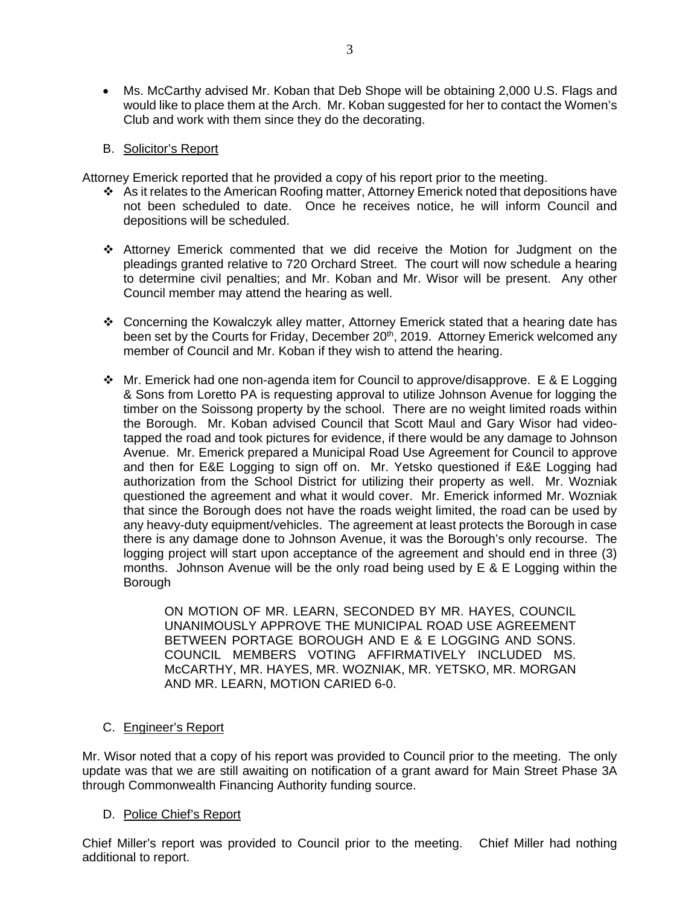- Ms. McCarthy advised Mr. Koban that Deb Shope will be obtaining 2,000 U.S. Flags and would like to place them at the Arch. Mr. Koban suggested for her to contact the Women's Club and work with them since they do the decorating.

B. Solicitor's Report

Attorney Emerick reported that he provided a copy of his report prior to the meeting.

- ❖ As it relates to the American Roofing matter, Attorney Emerick noted that depositions have not been scheduled to date. Once he receives notice, he will inform Council and depositions will be scheduled.

- ❖ Attorney Emerick commented that we did receive the Motion for Judgment on the pleadings granted relative to 720 Orchard Street. The court will now schedule a hearing to determine civil penalties; and Mr. Koban and Mr. Wisor will be present. Any other Council member may attend the hearing as well.

- ❖ Concerning the Kowalczyk alley matter, Attorney Emerick stated that a hearing date has been set by the Courts for Friday, December 20th, 2019. Attorney Emerick welcomed any member of Council and Mr. Koban if they wish to attend the hearing.

- ❖ Mr. Emerick had one non-agenda item for Council to approve/disapprove. E & E Logging & Sons from Loretto PA is requesting approval to utilize Johnson Avenue for logging the timber on the Soissong property by the school. There are no weight limited roads within the Borough. Mr. Koban advised Council that Scott Maul and Gary Wisor had video-tapped the road and took pictures for evidence, if there would be any damage to Johnson Avenue. Mr. Emerick prepared a Municipal Road Use Agreement for Council to approve and then for E&E Logging to sign off on. Mr. Yetsko questioned if E&E Logging had authorization from the School District for utilizing their property as well. Mr. Wozniak questioned the agreement and what it would cover. Mr. Emerick informed Mr. Wozniak that since the Borough does not have the roads weight limited, the road can be used by any heavy-duty equipment/vehicles. The agreement at least protects the Borough in case there is any damage done to Johnson Avenue, it was the Borough's only recourse. The logging project will start upon acceptance of the agreement and should end in three (3) months. Johnson Avenue will be the only road being used by E & E Logging within the Borough

> ON MOTION OF MR. LEARN, SECONDED BY MR. HAYES, COUNCIL UNANIMOUSLY APPROVE THE MUNICIPAL ROAD USE AGREEMENT BETWEEN PORTAGE BOROUGH AND E & E LOGGING AND SONS. COUNCIL MEMBERS VOTING AFFIRMATIVELY INCLUDED MS. McCARTHY, MR. HAYES, MR. WOZNIAK, MR. YETSKO, MR. MORGAN AND MR. LEARN, MOTION CARIED 6-0.

C. Engineer's Report

Mr. Wisor noted that a copy of his report was provided to Council prior to the meeting. The only update was that we are still awaiting on notification of a grant award for Main Street Phase 3A through Commonwealth Financing Authority funding source.

D. Police Chief's Report

Chief Miller's report was provided to Council prior to the meeting. Chief Miller had nothing additional to report.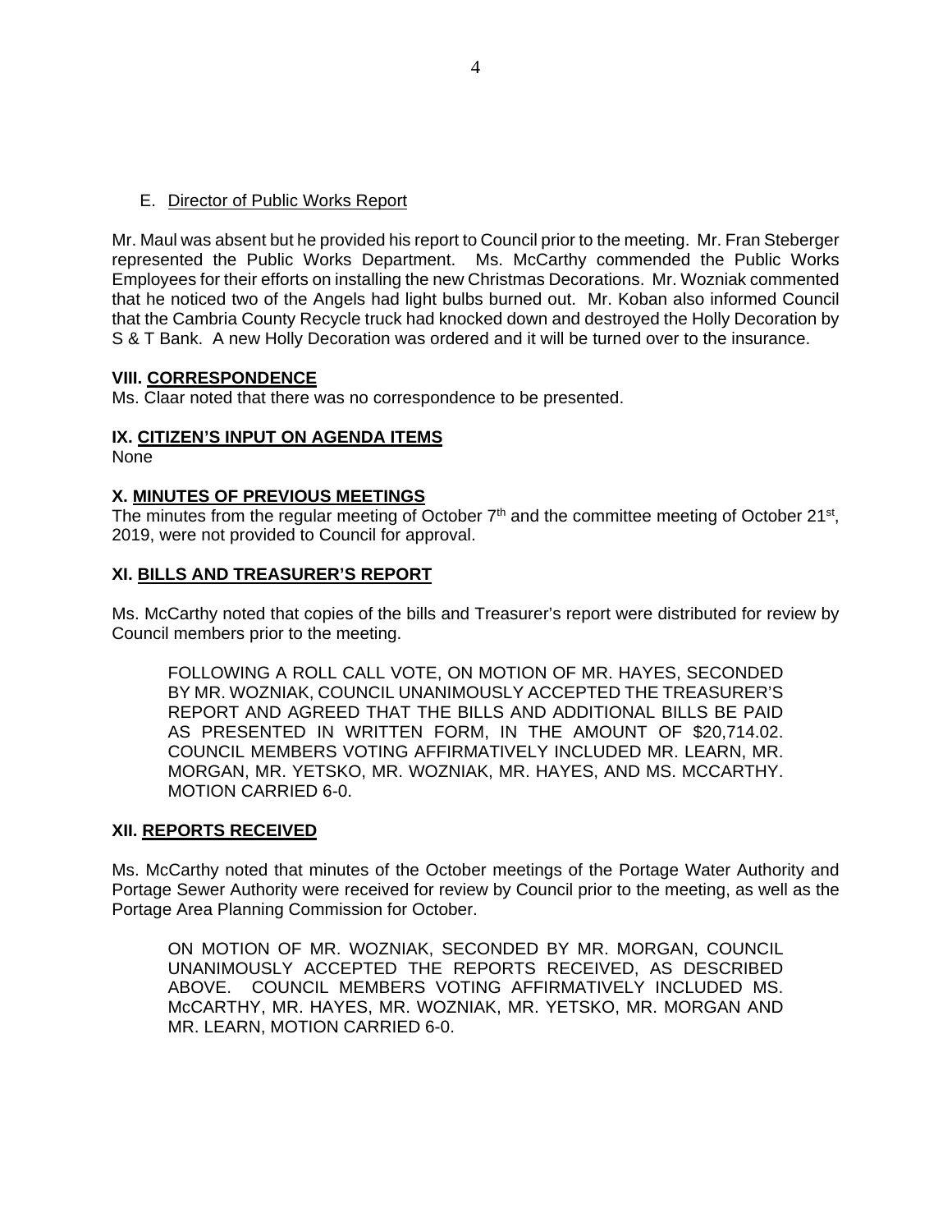E. Director of Public Works Report

Mr. Maul was absent but he provided his report to Council prior to the meeting. Mr. Fran Steberger represented the Public Works Department. Ms. McCarthy commended the Public Works Employees for their efforts on installing the new Christmas Decorations. Mr. Wozniak commented that he noticed two of the Angels had light bulbs burned out. Mr. Koban also informed Council that the Cambria County Recycle truck had knocked down and destroyed the Holly Decoration by S & T Bank. A new Holly Decoration was ordered and it will be turned over to the insurance.

**VIII. CORRESPONDENCE**

Ms. Claar noted that there was no correspondence to be presented.

**IX. CITIZEN'S INPUT ON AGENDA ITEMS**

None

**X. MINUTES OF PREVIOUS MEETINGS**

The minutes from the regular meeting of October 7th and the committee meeting of October 21st, 2019, were not provided to Council for approval.

**XI. BILLS AND TREASURER'S REPORT**

Ms. McCarthy noted that copies of the bills and Treasurer's report were distributed for review by Council members prior to the meeting.

> FOLLOWING A ROLL CALL VOTE, ON MOTION OF MR. HAYES, SECONDED BY MR. WOZNIAK, COUNCIL UNANIMOUSLY ACCEPTED THE TREASURER'S REPORT AND AGREED THAT THE BILLS AND ADDITIONAL BILLS BE PAID AS PRESENTED IN WRITTEN FORM, IN THE AMOUNT OF $20,714.02. COUNCIL MEMBERS VOTING AFFIRMATIVELY INCLUDED MR. LEARN, MR. MORGAN, MR. YETSKO, MR. WOZNIAK, MR. HAYES, AND MS. MCCARTHY. MOTION CARRIED 6-0.

**XII. REPORTS RECEIVED**

Ms. McCarthy noted that minutes of the October meetings of the Portage Water Authority and Portage Sewer Authority were received for review by Council prior to the meeting, as well as the Portage Area Planning Commission for October.

> ON MOTION OF MR. WOZNIAK, SECONDED BY MR. MORGAN, COUNCIL UNANIMOUSLY ACCEPTED THE REPORTS RECEIVED, AS DESCRIBED ABOVE. COUNCIL MEMBERS VOTING AFFIRMATIVELY INCLUDED MS. McCARTHY, MR. HAYES, MR. WOZNIAK, MR. YETSKO, MR. MORGAN AND MR. LEARN, MOTION CARRIED 6-0.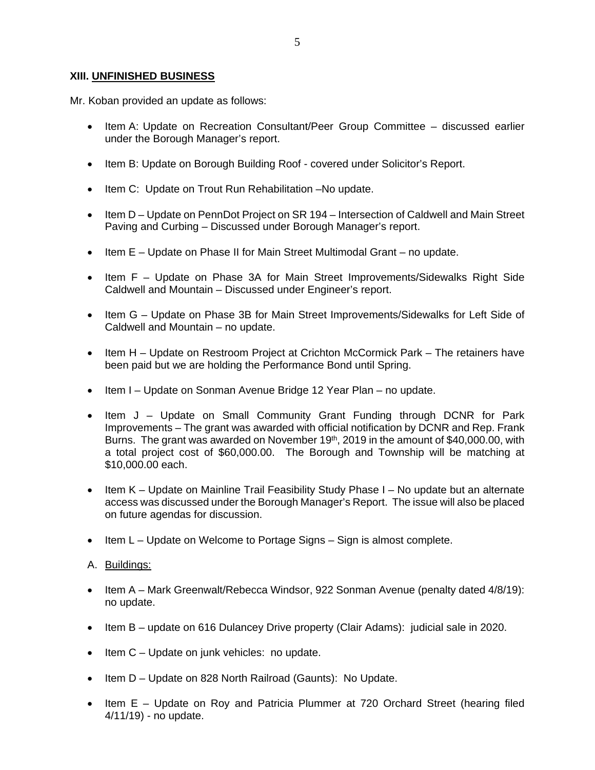### XIII. UNFINISHED BUSINESS

Mr. Koban provided an update as follows:

- Item A: Update on Recreation Consultant/Peer Group Committee – discussed earlier under the Borough Manager's report.
- Item B: Update on Borough Building Roof - covered under Solicitor's Report.
- Item C: Update on Trout Run Rehabilitation –No update.
- Item D – Update on PennDot Project on SR 194 – Intersection of Caldwell and Main Street Paving and Curbing – Discussed under Borough Manager's report.
- Item E – Update on Phase II for Main Street Multimodal Grant – no update.
- Item F – Update on Phase 3A for Main Street Improvements/Sidewalks Right Side Caldwell and Mountain – Discussed under Engineer's report.
- Item G – Update on Phase 3B for Main Street Improvements/Sidewalks for Left Side of Caldwell and Mountain – no update.
- Item H – Update on Restroom Project at Crichton McCormick Park – The retainers have been paid but we are holding the Performance Bond until Spring.
- Item I – Update on Sonman Avenue Bridge 12 Year Plan – no update.
- Item J – Update on Small Community Grant Funding through DCNR for Park Improvements – The grant was awarded with official notification by DCNR and Rep. Frank Burns. The grant was awarded on November 19th, 2019 in the amount of $40,000.00, with a total project cost of $60,000.00. The Borough and Township will be matching at $10,000.00 each.
- Item K – Update on Mainline Trail Feasibility Study Phase I – No update but an alternate access was discussed under the Borough Manager's Report. The issue will also be placed on future agendas for discussion.
- Item L – Update on Welcome to Portage Signs – Sign is almost complete.

A. Buildings:

- Item A – Mark Greenwalt/Rebecca Windsor, 922 Sonman Avenue (penalty dated 4/8/19): no update.
- Item B – update on 616 Dulancey Drive property (Clair Adams): judicial sale in 2020.
- Item C – Update on junk vehicles: no update.
- Item D – Update on 828 North Railroad (Gaunts): No Update.
- Item E – Update on Roy and Patricia Plummer at 720 Orchard Street (hearing filed 4/11/19) - no update.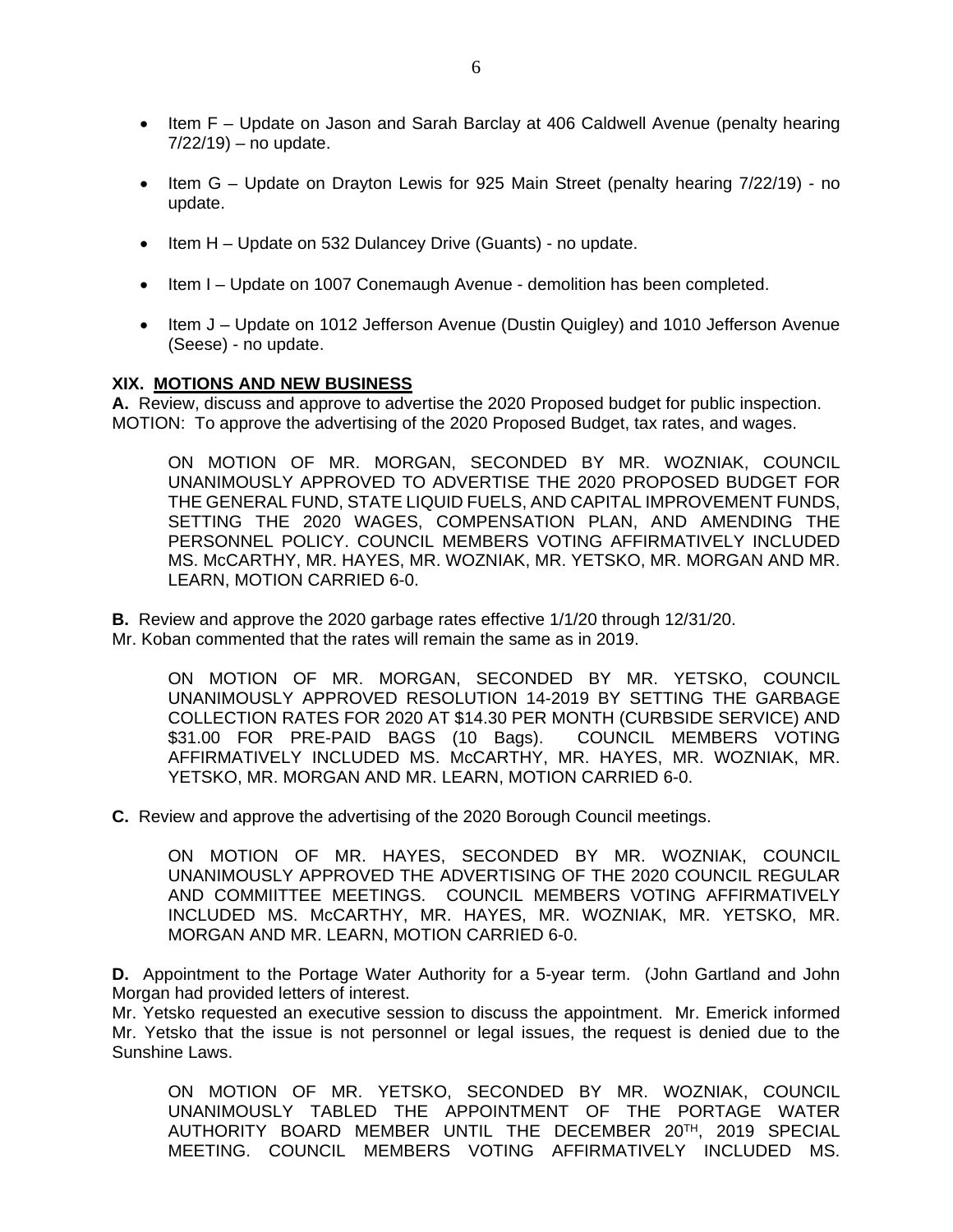- Item F – Update on Jason and Sarah Barclay at 406 Caldwell Avenue (penalty hearing 7/22/19) – no update.

- Item G – Update on Drayton Lewis for 925 Main Street (penalty hearing 7/22/19) - no update.

- Item H – Update on 532 Dulancey Drive (Guants) - no update.

- Item I – Update on 1007 Conemaugh Avenue - demolition has been completed.

- Item J – Update on 1012 Jefferson Avenue (Dustin Quigley) and 1010 Jefferson Avenue (Seese) - no update.

**XIX. MOTIONS AND NEW BUSINESS**

**A.** Review, discuss and approve to advertise the 2020 Proposed budget for public inspection.
MOTION: To approve the advertising of the 2020 Proposed Budget, tax rates, and wages.

> ON MOTION OF MR. MORGAN, SECONDED BY MR. WOZNIAK, COUNCIL UNANIMOUSLY APPROVED TO ADVERTISE THE 2020 PROPOSED BUDGET FOR THE GENERAL FUND, STATE LIQUID FUELS, AND CAPITAL IMPROVEMENT FUNDS, SETTING THE 2020 WAGES, COMPENSATION PLAN, AND AMENDING THE PERSONNEL POLICY. COUNCIL MEMBERS VOTING AFFIRMATIVELY INCLUDED MS. McCARTHY, MR. HAYES, MR. WOZNIAK, MR. YETSKO, MR. MORGAN AND MR. LEARN, MOTION CARRIED 6-0.

**B.** Review and approve the 2020 garbage rates effective 1/1/20 through 12/31/20.
Mr. Koban commented that the rates will remain the same as in 2019.

> ON MOTION OF MR. MORGAN, SECONDED BY MR. YETSKO, COUNCIL UNANIMOUSLY APPROVED RESOLUTION 14-2019 BY SETTING THE GARBAGE COLLECTION RATES FOR 2020 AT $14.30 PER MONTH (CURBSIDE SERVICE) AND $31.00 FOR PRE-PAID BAGS (10 Bags). COUNCIL MEMBERS VOTING AFFIRMATIVELY INCLUDED MS. McCARTHY, MR. HAYES, MR. WOZNIAK, MR. YETSKO, MR. MORGAN AND MR. LEARN, MOTION CARRIED 6-0.

**C.** Review and approve the advertising of the 2020 Borough Council meetings.

> ON MOTION OF MR. HAYES, SECONDED BY MR. WOZNIAK, COUNCIL UNANIMOUSLY APPROVED THE ADVERTISING OF THE 2020 COUNCIL REGULAR AND COMMIITTEE MEETINGS. COUNCIL MEMBERS VOTING AFFIRMATIVELY INCLUDED MS. McCARTHY, MR. HAYES, MR. WOZNIAK, MR. YETSKO, MR. MORGAN AND MR. LEARN, MOTION CARRIED 6-0.

**D.** Appointment to the Portage Water Authority for a 5-year term. (John Gartland and John Morgan had provided letters of interest.
Mr. Yetsko requested an executive session to discuss the appointment. Mr. Emerick informed Mr. Yetsko that the issue is not personnel or legal issues, the request is denied due to the Sunshine Laws.

> ON MOTION OF MR. YETSKO, SECONDED BY MR. WOZNIAK, COUNCIL UNANIMOUSLY TABLED THE APPOINTMENT OF THE PORTAGE WATER AUTHORITY BOARD MEMBER UNTIL THE DECEMBER 20TH, 2019 SPECIAL MEETING. COUNCIL MEMBERS VOTING AFFIRMATIVELY INCLUDED MS.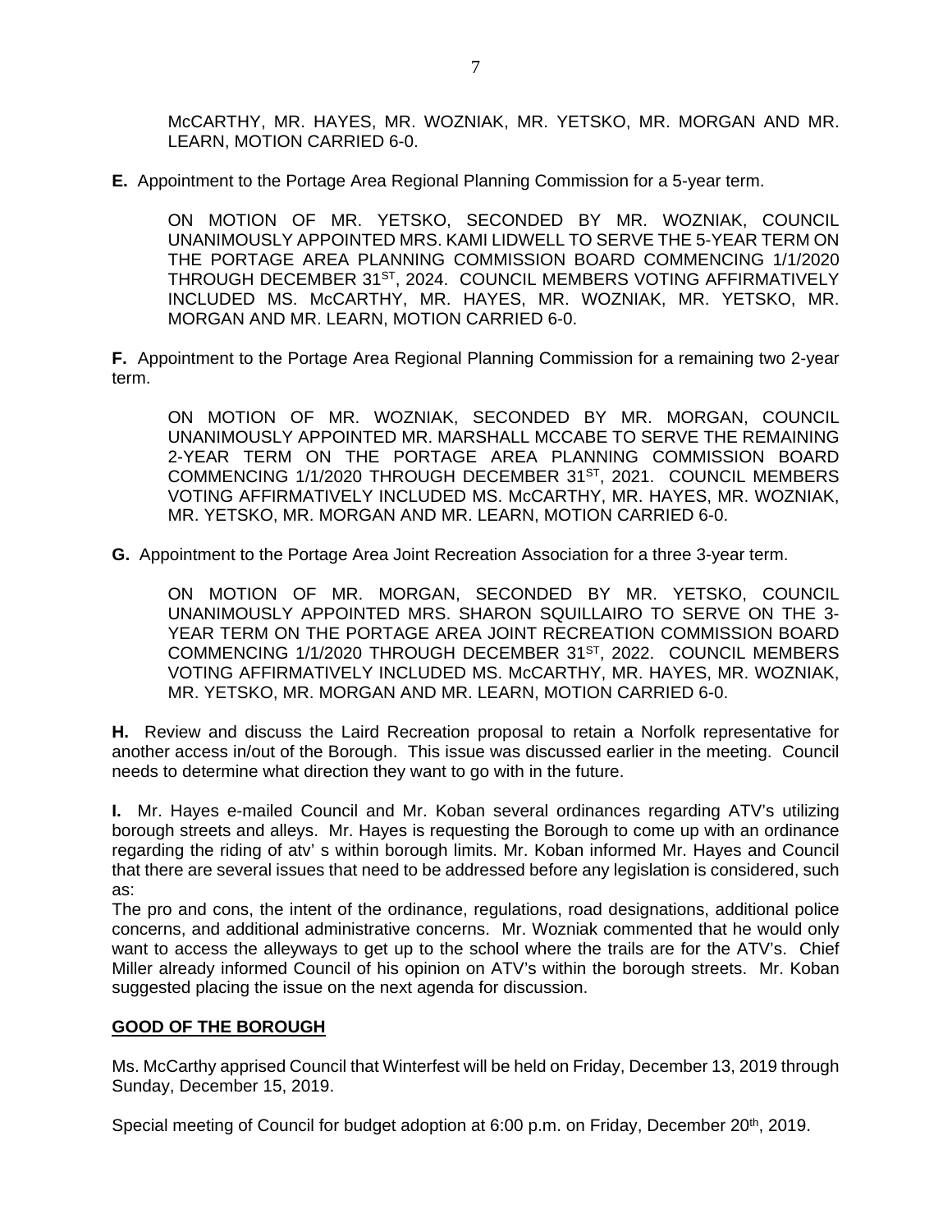McCARTHY, MR. HAYES, MR. WOZNIAK, MR. YETSKO, MR. MORGAN AND MR. LEARN, MOTION CARRIED 6-0.

**E.** Appointment to the Portage Area Regional Planning Commission for a 5-year term.

ON MOTION OF MR. YETSKO, SECONDED BY MR. WOZNIAK, COUNCIL UNANIMOUSLY APPOINTED MRS. KAMI LIDWELL TO SERVE THE 5-YEAR TERM ON THE PORTAGE AREA PLANNING COMMISSION BOARD COMMENCING 1/1/2020 THROUGH DECEMBER 31ST, 2024. COUNCIL MEMBERS VOTING AFFIRMATIVELY INCLUDED MS. McCARTHY, MR. HAYES, MR. WOZNIAK, MR. YETSKO, MR. MORGAN AND MR. LEARN, MOTION CARRIED 6-0.

**F.** Appointment to the Portage Area Regional Planning Commission for a remaining two 2-year term.

ON MOTION OF MR. WOZNIAK, SECONDED BY MR. MORGAN, COUNCIL UNANIMOUSLY APPOINTED MR. MARSHALL MCCABE TO SERVE THE REMAINING 2-YEAR TERM ON THE PORTAGE AREA PLANNING COMMISSION BOARD COMMENCING 1/1/2020 THROUGH DECEMBER 31ST, 2021. COUNCIL MEMBERS VOTING AFFIRMATIVELY INCLUDED MS. McCARTHY, MR. HAYES, MR. WOZNIAK, MR. YETSKO, MR. MORGAN AND MR. LEARN, MOTION CARRIED 6-0.

**G.** Appointment to the Portage Area Joint Recreation Association for a three 3-year term.

ON MOTION OF MR. MORGAN, SECONDED BY MR. YETSKO, COUNCIL UNANIMOUSLY APPOINTED MRS. SHARON SQUILLAIRO TO SERVE ON THE 3-YEAR TERM ON THE PORTAGE AREA JOINT RECREATION COMMISSION BOARD COMMENCING 1/1/2020 THROUGH DECEMBER 31ST, 2022. COUNCIL MEMBERS VOTING AFFIRMATIVELY INCLUDED MS. McCARTHY, MR. HAYES, MR. WOZNIAK, MR. YETSKO, MR. MORGAN AND MR. LEARN, MOTION CARRIED 6-0.

**H.** Review and discuss the Laird Recreation proposal to retain a Norfolk representative for another access in/out of the Borough. This issue was discussed earlier in the meeting. Council needs to determine what direction they want to go with in the future.

**I.** Mr. Hayes e-mailed Council and Mr. Koban several ordinances regarding ATV's utilizing borough streets and alleys. Mr. Hayes is requesting the Borough to come up with an ordinance regarding the riding of atv' s within borough limits. Mr. Koban informed Mr. Hayes and Council that there are several issues that need to be addressed before any legislation is considered, such as:
The pro and cons, the intent of the ordinance, regulations, road designations, additional police concerns, and additional administrative concerns. Mr. Wozniak commented that he would only want to access the alleyways to get up to the school where the trails are for the ATV's. Chief Miller already informed Council of his opinion on ATV's within the borough streets. Mr. Koban suggested placing the issue on the next agenda for discussion.

## GOOD OF THE BOROUGH

Ms. McCarthy apprised Council that Winterfest will be held on Friday, December 13, 2019 through Sunday, December 15, 2019.

Special meeting of Council for budget adoption at 6:00 p.m. on Friday, December 20th, 2019.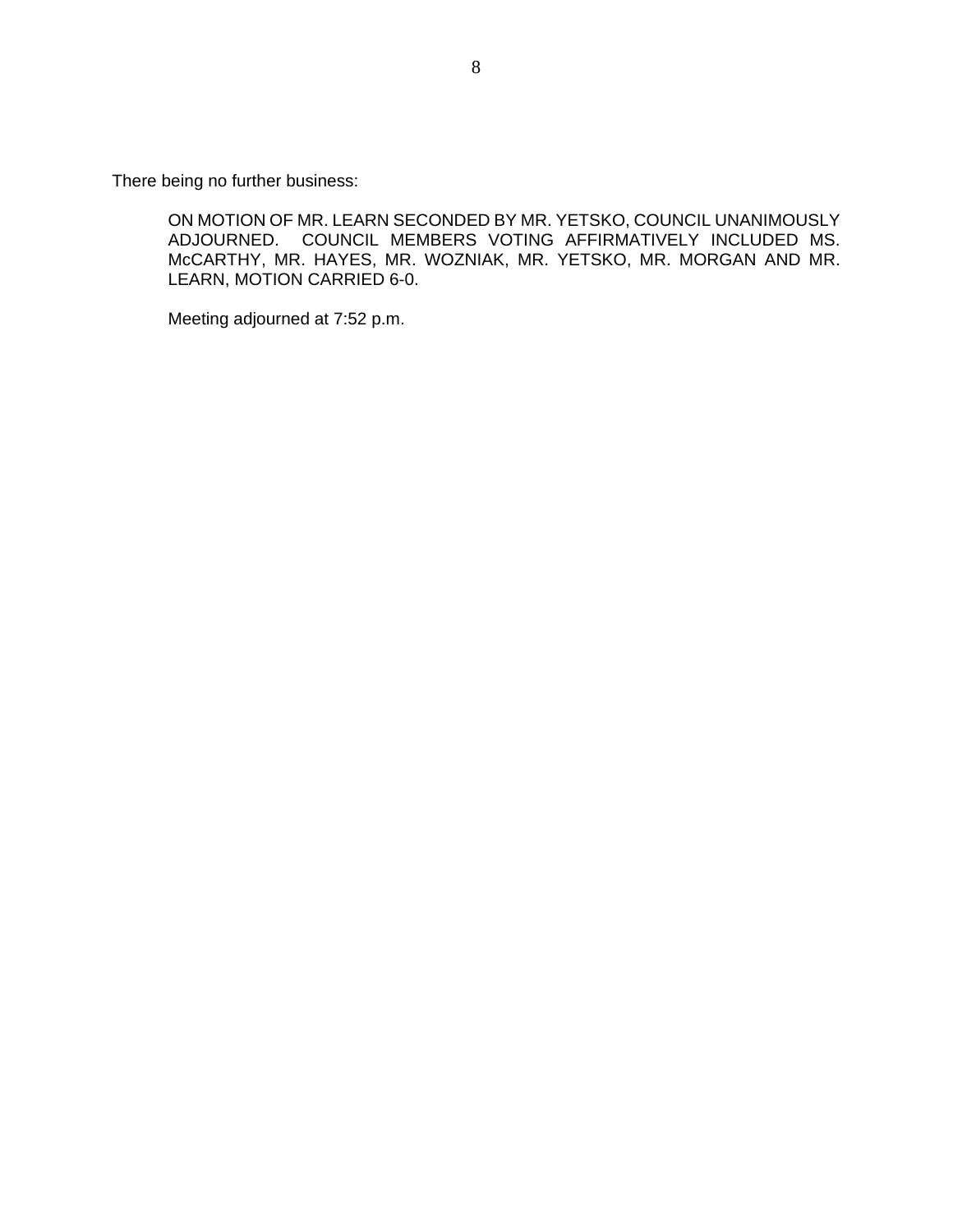There being no further business:

ON MOTION OF MR. LEARN SECONDED BY MR. YETSKO, COUNCIL UNANIMOUSLY ADJOURNED. COUNCIL MEMBERS VOTING AFFIRMATIVELY INCLUDED MS. McCARTHY, MR. HAYES, MR. WOZNIAK, MR. YETSKO, MR. MORGAN AND MR. LEARN, MOTION CARRIED 6-0.

Meeting adjourned at 7:52 p.m.